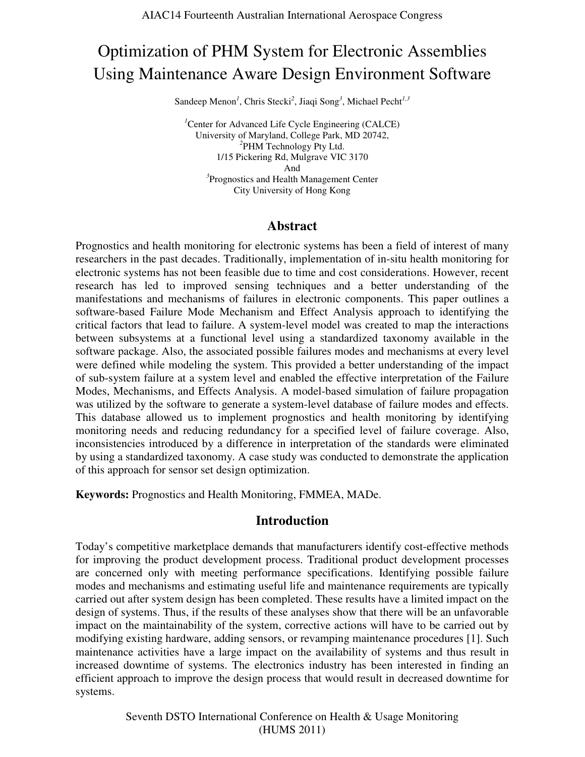# Optimization of PHM System for Electronic Assemblies Using Maintenance Aware Design Environment Software

Sandeep Menon[1], Chris Stecki[2], Jiaqi Song[3], Michael Pecht[1,3]

[1]Center for Advanced Life Cycle Engineering (CALCE)
University of Maryland, College Park, MD 20742,
[2]PHM Technology Pty Ltd.
1/15 Pickering Rd, Mulgrave VIC 3170
And
[3]Prognostics and Health Management Center
City University of Hong Kong

## Abstract

Prognostics and health monitoring for electronic systems has been a field of interest of many researchers in the past decades. Traditionally, implementation of in-situ health monitoring for electronic systems has not been feasible due to time and cost considerations. However, recent research has led to improved sensing techniques and a better understanding of the manifestations and mechanisms of failures in electronic components. This paper outlines a software-based Failure Mode Mechanism and Effect Analysis approach to identifying the critical factors that lead to failure. A system-level model was created to map the interactions between subsystems at a functional level using a standardized taxonomy available in the software package. Also, the associated possible failures modes and mechanisms at every level were defined while modeling the system. This provided a better understanding of the impact of sub-system failure at a system level and enabled the effective interpretation of the Failure Modes, Mechanisms, and Effects Analysis. A model-based simulation of failure propagation was utilized by the software to generate a system-level database of failure modes and effects. This database allowed us to implement prognostics and health monitoring by identifying monitoring needs and reducing redundancy for a specified level of failure coverage. Also, inconsistencies introduced by a difference in interpretation of the standards were eliminated by using a standardized taxonomy. A case study was conducted to demonstrate the application of this approach for sensor set design optimization.

**Keywords:** Prognostics and Health Monitoring, FMMEA, MADe.

## Introduction

Today's competitive marketplace demands that manufacturers identify cost-effective methods for improving the product development process. Traditional product development processes are concerned only with meeting performance specifications. Identifying possible failure modes and mechanisms and estimating useful life and maintenance requirements are typically carried out after system design has been completed. These results have a limited impact on the design of systems. Thus, if the results of these analyses show that there will be an unfavorable impact on the maintainability of the system, corrective actions will have to be carried out by modifying existing hardware, adding sensors, or revamping maintenance procedures [1]. Such maintenance activities have a large impact on the availability of systems and thus result in increased downtime of systems. The electronics industry has been interested in finding an efficient approach to improve the design process that would result in decreased downtime for systems.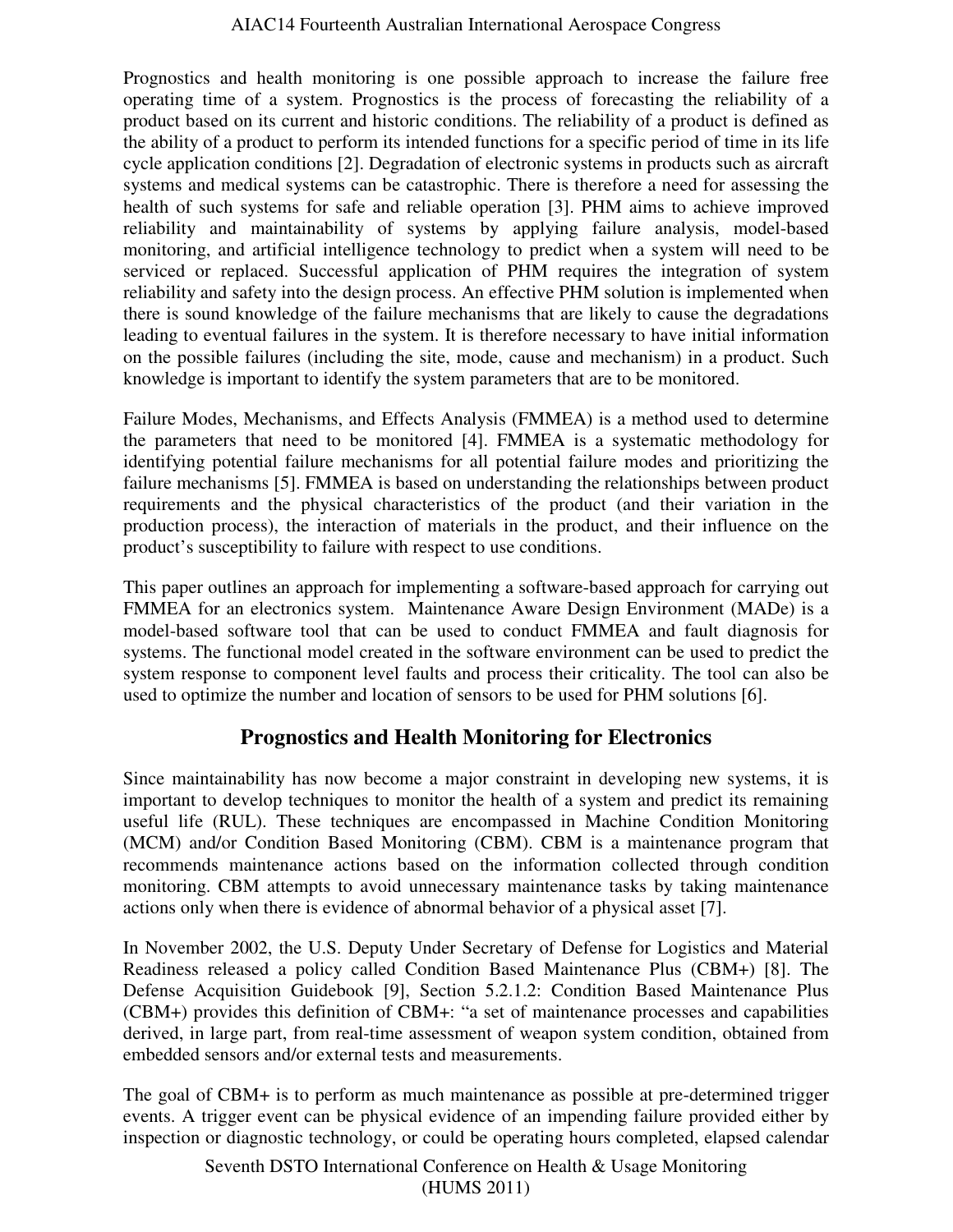Prognostics and health monitoring is one possible approach to increase the failure free operating time of a system. Prognostics is the process of forecasting the reliability of a product based on its current and historic conditions. The reliability of a product is defined as the ability of a product to perform its intended functions for a specific period of time in its life cycle application conditions [2]. Degradation of electronic systems in products such as aircraft systems and medical systems can be catastrophic. There is therefore a need for assessing the health of such systems for safe and reliable operation [3]. PHM aims to achieve improved reliability and maintainability of systems by applying failure analysis, model-based monitoring, and artificial intelligence technology to predict when a system will need to be serviced or replaced. Successful application of PHM requires the integration of system reliability and safety into the design process. An effective PHM solution is implemented when there is sound knowledge of the failure mechanisms that are likely to cause the degradations leading to eventual failures in the system. It is therefore necessary to have initial information on the possible failures (including the site, mode, cause and mechanism) in a product. Such knowledge is important to identify the system parameters that are to be monitored.

Failure Modes, Mechanisms, and Effects Analysis (FMMEA) is a method used to determine the parameters that need to be monitored [4]. FMMEA is a systematic methodology for identifying potential failure mechanisms for all potential failure modes and prioritizing the failure mechanisms [5]. FMMEA is based on understanding the relationships between product requirements and the physical characteristics of the product (and their variation in the production process), the interaction of materials in the product, and their influence on the product's susceptibility to failure with respect to use conditions.

This paper outlines an approach for implementing a software-based approach for carrying out FMMEA for an electronics system. Maintenance Aware Design Environment (MADe) is a model-based software tool that can be used to conduct FMMEA and fault diagnosis for systems. The functional model created in the software environment can be used to predict the system response to component level faults and process their criticality. The tool can also be used to optimize the number and location of sensors to be used for PHM solutions [6].

## Prognostics and Health Monitoring for Electronics

Since maintainability has now become a major constraint in developing new systems, it is important to develop techniques to monitor the health of a system and predict its remaining useful life (RUL). These techniques are encompassed in Machine Condition Monitoring (MCM) and/or Condition Based Monitoring (CBM). CBM is a maintenance program that recommends maintenance actions based on the information collected through condition monitoring. CBM attempts to avoid unnecessary maintenance tasks by taking maintenance actions only when there is evidence of abnormal behavior of a physical asset [7].

In November 2002, the U.S. Deputy Under Secretary of Defense for Logistics and Material Readiness released a policy called Condition Based Maintenance Plus (CBM+) [8]. The Defense Acquisition Guidebook [9], Section 5.2.1.2: Condition Based Maintenance Plus (CBM+) provides this definition of CBM+: "a set of maintenance processes and capabilities derived, in large part, from real-time assessment of weapon system condition, obtained from embedded sensors and/or external tests and measurements.

The goal of CBM+ is to perform as much maintenance as possible at pre-determined trigger events. A trigger event can be physical evidence of an impending failure provided either by inspection or diagnostic technology, or could be operating hours completed, elapsed calendar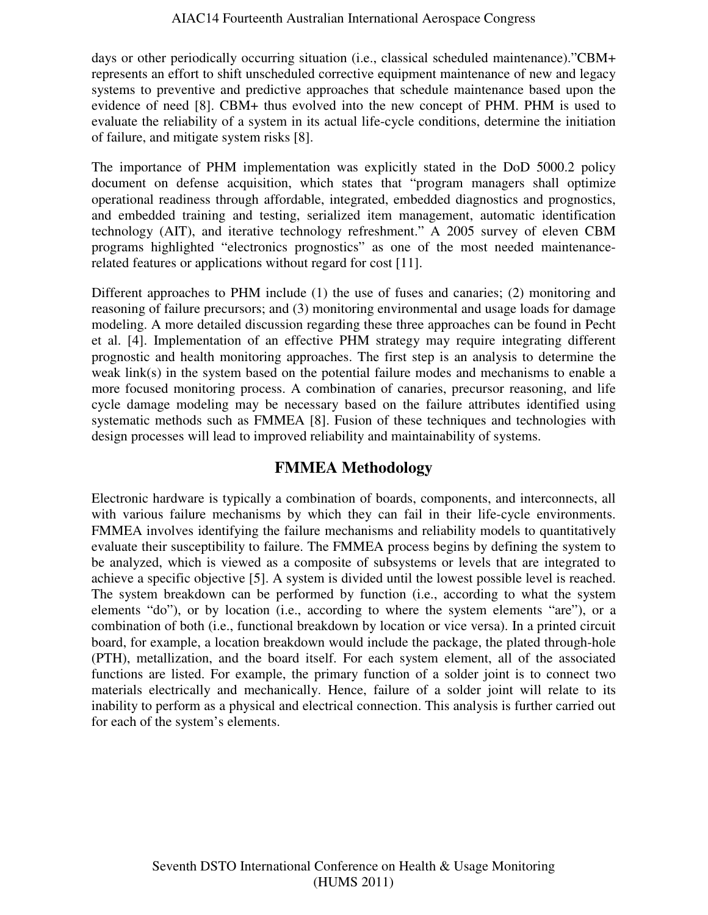days or other periodically occurring situation (i.e., classical scheduled maintenance)."CBM+ represents an effort to shift unscheduled corrective equipment maintenance of new and legacy systems to preventive and predictive approaches that schedule maintenance based upon the evidence of need [8]. CBM+ thus evolved into the new concept of PHM. PHM is used to evaluate the reliability of a system in its actual life-cycle conditions, determine the initiation of failure, and mitigate system risks [8].

The importance of PHM implementation was explicitly stated in the DoD 5000.2 policy document on defense acquisition, which states that "program managers shall optimize operational readiness through affordable, integrated, embedded diagnostics and prognostics, and embedded training and testing, serialized item management, automatic identification technology (AIT), and iterative technology refreshment." A 2005 survey of eleven CBM programs highlighted "electronics prognostics" as one of the most needed maintenance-related features or applications without regard for cost [11].

Different approaches to PHM include (1) the use of fuses and canaries; (2) monitoring and reasoning of failure precursors; and (3) monitoring environmental and usage loads for damage modeling. A more detailed discussion regarding these three approaches can be found in Pecht et al. [4]. Implementation of an effective PHM strategy may require integrating different prognostic and health monitoring approaches. The first step is an analysis to determine the weak link(s) in the system based on the potential failure modes and mechanisms to enable a more focused monitoring process. A combination of canaries, precursor reasoning, and life cycle damage modeling may be necessary based on the failure attributes identified using systematic methods such as FMMEA [8]. Fusion of these techniques and technologies with design processes will lead to improved reliability and maintainability of systems.

## FMMEA Methodology

Electronic hardware is typically a combination of boards, components, and interconnects, all with various failure mechanisms by which they can fail in their life-cycle environments. FMMEA involves identifying the failure mechanisms and reliability models to quantitatively evaluate their susceptibility to failure. The FMMEA process begins by defining the system to be analyzed, which is viewed as a composite of subsystems or levels that are integrated to achieve a specific objective [5]. A system is divided until the lowest possible level is reached. The system breakdown can be performed by function (i.e., according to what the system elements "do"), or by location (i.e., according to where the system elements "are"), or a combination of both (i.e., functional breakdown by location or vice versa). In a printed circuit board, for example, a location breakdown would include the package, the plated through-hole (PTH), metallization, and the board itself. For each system element, all of the associated functions are listed. For example, the primary function of a solder joint is to connect two materials electrically and mechanically. Hence, failure of a solder joint will relate to its inability to perform as a physical and electrical connection. This analysis is further carried out for each of the system's elements.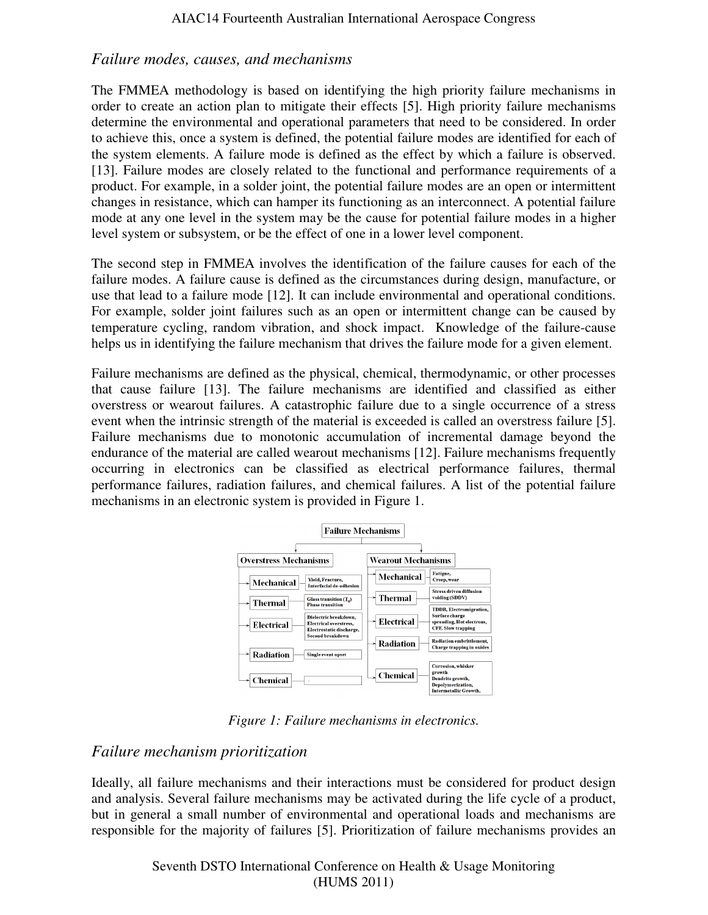### *Failure modes, causes, and mechanisms*

The FMMEA methodology is based on identifying the high priority failure mechanisms in order to create an action plan to mitigate their effects [5]. High priority failure mechanisms determine the environmental and operational parameters that need to be considered. In order to achieve this, once a system is defined, the potential failure modes are identified for each of the system elements. A failure mode is defined as the effect by which a failure is observed. [13]. Failure modes are closely related to the functional and performance requirements of a product. For example, in a solder joint, the potential failure modes are an open or intermittent changes in resistance, which can hamper its functioning as an interconnect. A potential failure mode at any one level in the system may be the cause for potential failure modes in a higher level system or subsystem, or be the effect of one in a lower level component.

The second step in FMMEA involves the identification of the failure causes for each of the failure modes. A failure cause is defined as the circumstances during design, manufacture, or use that lead to a failure mode [12]. It can include environmental and operational conditions. For example, solder joint failures such as an open or intermittent change can be caused by temperature cycling, random vibration, and shock impact. Knowledge of the failure-cause helps us in identifying the failure mechanism that drives the failure mode for a given element.

Failure mechanisms are defined as the physical, chemical, thermodynamic, or other processes that cause failure [13]. The failure mechanisms are identified and classified as either overstress or wearout failures. A catastrophic failure due to a single occurrence of a stress event when the intrinsic strength of the material is exceeded is called an overstress failure [5]. Failure mechanisms due to monotonic accumulation of incremental damage beyond the endurance of the material are called wearout mechanisms [12]. Failure mechanisms frequently occurring in electronics can be classified as electrical performance failures, thermal performance failures, radiation failures, and chemical failures. A list of the potential failure mechanisms in an electronic system is provided in Figure 1.

**Failure Mechanisms**

| | Overstress Mechanisms | Wearout Mechanisms |
|---|---|---|
| Mechanical | Yield, Fracture, Interfacial de-adhesion | Fatigue, Creep, wear |
| Thermal | Glass transition ($T_g$), Phase transition | Stress driven diffusion voiding (SDDV) |
| Electrical | Dielectric breakdown, Electrical overstress, Electrostatic discharge, Second breakdown | TDDB, Electromigration, Surface charge spreading, Hot electrons, CFF, Slow trapping |
| Radiation | Single event upset | Radiation embrittlement, Charge trapping in oxides |
| Chemical | - | Corrosion, whisker growth, Dendrite growth, Depolymerization, Intermetallic Growth, |

*Figure 1: Failure mechanisms in electronics.*

### *Failure mechanism prioritization*

Ideally, all failure mechanisms and their interactions must be considered for product design and analysis. Several failure mechanisms may be activated during the life cycle of a product, but in general a small number of environmental and operational loads and mechanisms are responsible for the majority of failures [5]. Prioritization of failure mechanisms provides an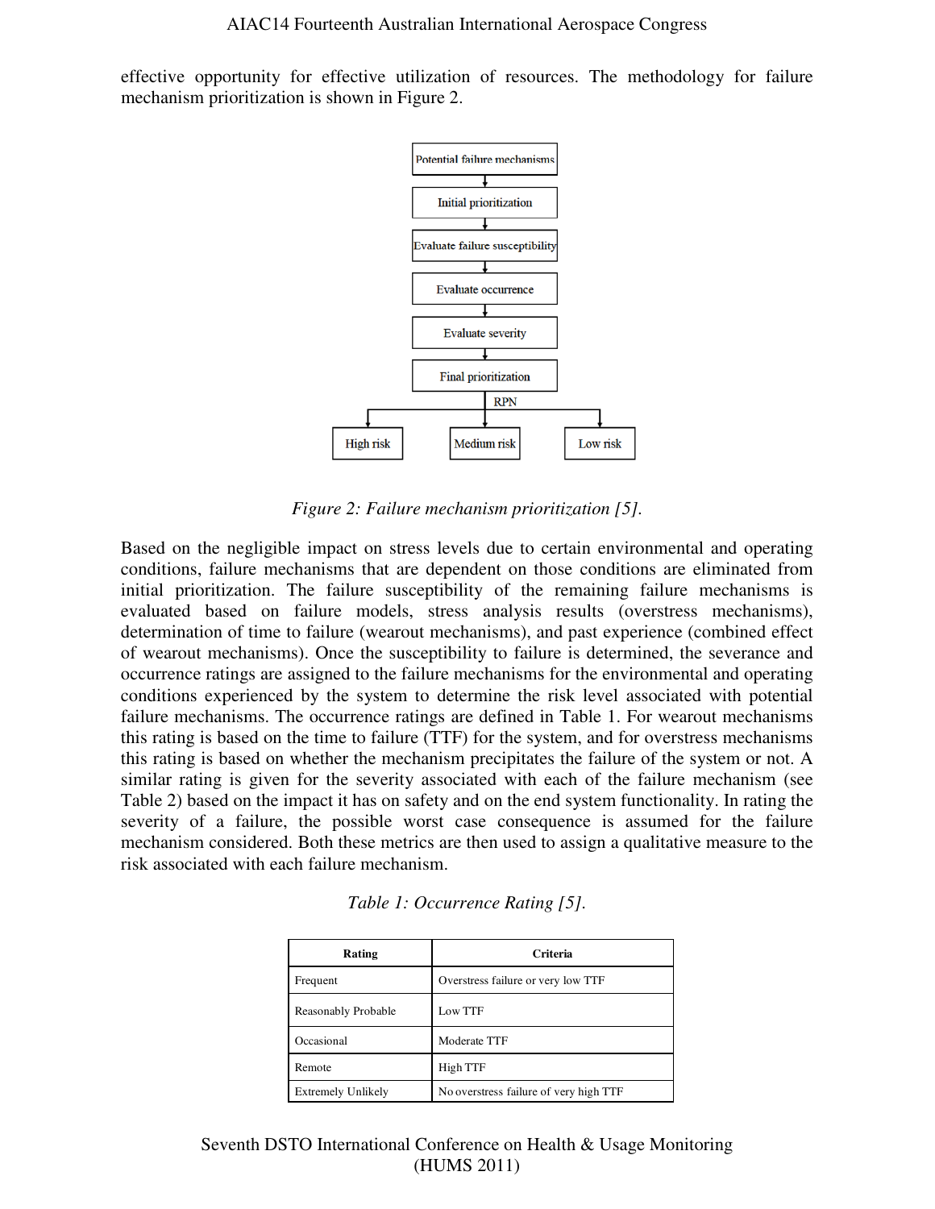effective opportunity for effective utilization of resources. The methodology for failure mechanism prioritization is shown in Figure 2.

*Figure 2: Failure mechanism prioritization [5].*

Based on the negligible impact on stress levels due to certain environmental and operating conditions, failure mechanisms that are dependent on those conditions are eliminated from initial prioritization. The failure susceptibility of the remaining failure mechanisms is evaluated based on failure models, stress analysis results (overstress mechanisms), determination of time to failure (wearout mechanisms), and past experience (combined effect of wearout mechanisms). Once the susceptibility to failure is determined, the severance and occurrence ratings are assigned to the failure mechanisms for the environmental and operating conditions experienced by the system to determine the risk level associated with potential failure mechanisms. The occurrence ratings are defined in Table 1. For wearout mechanisms this rating is based on the time to failure (TTF) for the system, and for overstress mechanisms this rating is based on whether the mechanism precipitates the failure of the system or not. A similar rating is given for the severity associated with each of the failure mechanism (see Table 2) based on the impact it has on safety and on the end system functionality. In rating the severity of a failure, the possible worst case consequence is assumed for the failure mechanism considered. Both these metrics are then used to assign a qualitative measure to the risk associated with each failure mechanism.

*Table 1: Occurrence Rating [5].*

| Rating | Criteria |
|---|---|
| Frequent | Overstress failure or very low TTF |
| Reasonably Probable | Low TTF |
| Occasional | Moderate TTF |
| Remote | High TTF |
| Extremely Unlikely | No overstress failure of very high TTF |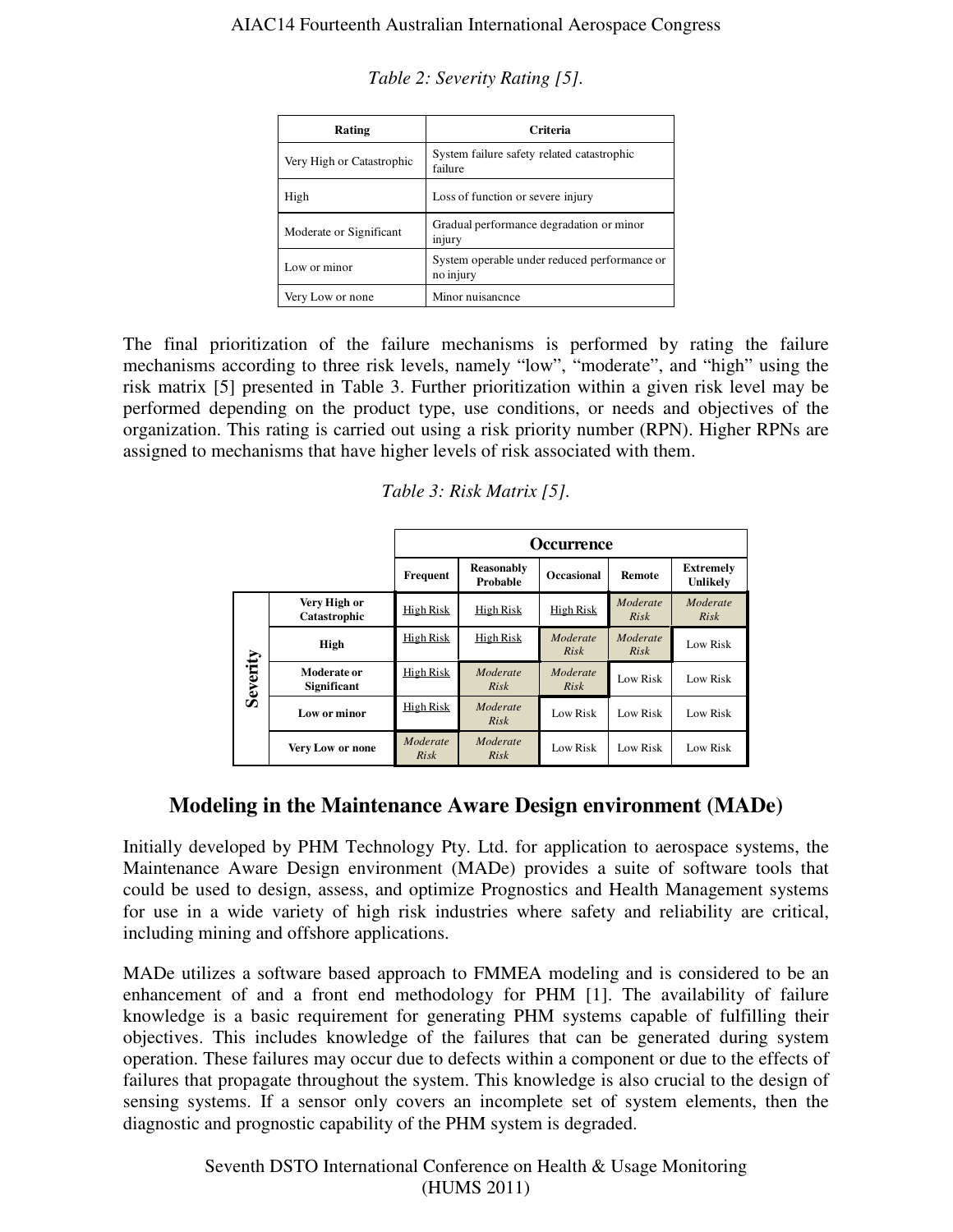*Table 2: Severity Rating [5].*

| Rating | Criteria |
|---|---|
| Very High or Catastrophic | System failure safety related catastrophic failure |
| High | Loss of function or severe injury |
| Moderate or Significant | Gradual performance degradation or minor injury |
| Low or minor | System operable under reduced performance or no injury |
| Very Low or none | Minor nuisancnce |

The final prioritization of the failure mechanisms is performed by rating the failure mechanisms according to three risk levels, namely "low", "moderate", and "high" using the risk matrix [5] presented in Table 3. Further prioritization within a given risk level may be performed depending on the product type, use conditions, or needs and objectives of the organization. This rating is carried out using a risk priority number (RPN). Higher RPNs are assigned to mechanisms that have higher levels of risk associated with them.

*Table 3: Risk Matrix [5].*

| | | **Occurrence** | | | | |
|---|---|---|---|---|---|---|
| | | **Frequent** | **Reasonably Probable** | **Occasional** | **Remote** | **Extremely Unlikely** |
| **Severity** | **Very High or Catastrophic** | High Risk | High Risk | High Risk | *Moderate Risk* | *Moderate Risk* |
| | **High** | High Risk | High Risk | *Moderate Risk* | *Moderate Risk* | Low Risk |
| | **Moderate or Significant** | High Risk | *Moderate Risk* | *Moderate Risk* | Low Risk | Low Risk |
| | **Low or minor** | High Risk | *Moderate Risk* | Low Risk | Low Risk | Low Risk |
| | **Very Low or none** | *Moderate Risk* | *Moderate Risk* | Low Risk | Low Risk | Low Risk |

## Modeling in the Maintenance Aware Design environment (MADe)

Initially developed by PHM Technology Pty. Ltd. for application to aerospace systems, the Maintenance Aware Design environment (MADe) provides a suite of software tools that could be used to design, assess, and optimize Prognostics and Health Management systems for use in a wide variety of high risk industries where safety and reliability are critical, including mining and offshore applications.

MADe utilizes a software based approach to FMMEA modeling and is considered to be an enhancement of and a front end methodology for PHM [1]. The availability of failure knowledge is a basic requirement for generating PHM systems capable of fulfilling their objectives. This includes knowledge of the failures that can be generated during system operation. These failures may occur due to defects within a component or due to the effects of failures that propagate throughout the system. This knowledge is also crucial to the design of sensing systems. If a sensor only covers an incomplete set of system elements, then the diagnostic and prognostic capability of the PHM system is degraded.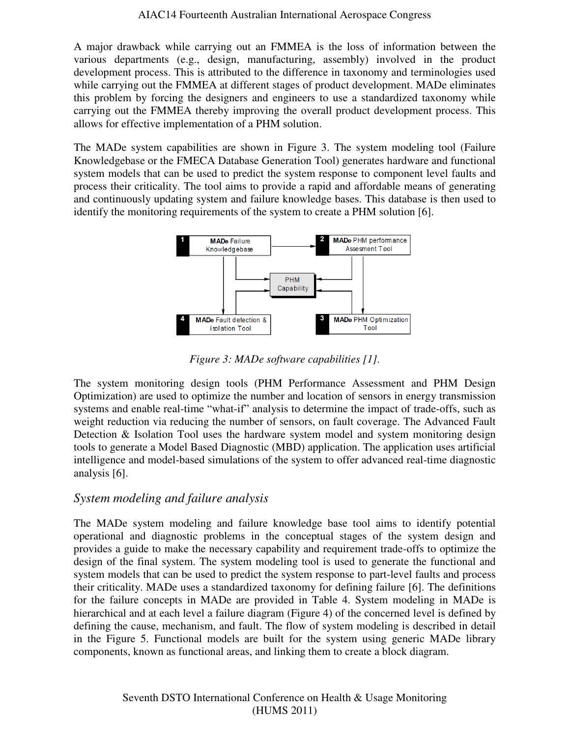A major drawback while carrying out an FMMEA is the loss of information between the various departments (e.g., design, manufacturing, assembly) involved in the product development process. This is attributed to the difference in taxonomy and terminologies used while carrying out the FMMEA at different stages of product development. MADe eliminates this problem by forcing the designers and engineers to use a standardized taxonomy while carrying out the FMMEA thereby improving the overall product development process. This allows for effective implementation of a PHM solution.

The MADe system capabilities are shown in Figure 3. The system modeling tool (Failure Knowledgebase or the FMECA Database Generation Tool) generates hardware and functional system models that can be used to predict the system response to component level faults and process their criticality. The tool aims to provide a rapid and affordable means of generating and continuously updating system and failure knowledge bases. This database is then used to identify the monitoring requirements of the system to create a PHM solution [6].

*Figure 3: MADe software capabilities [1].*

The system monitoring design tools (PHM Performance Assessment and PHM Design Optimization) are used to optimize the number and location of sensors in energy transmission systems and enable real-time "what-if" analysis to determine the impact of trade-offs, such as weight reduction via reducing the number of sensors, on fault coverage. The Advanced Fault Detection & Isolation Tool uses the hardware system model and system monitoring design tools to generate a Model Based Diagnostic (MBD) application. The application uses artificial intelligence and model-based simulations of the system to offer advanced real-time diagnostic analysis [6].

## *System modeling and failure analysis*

The MADe system modeling and failure knowledge base tool aims to identify potential operational and diagnostic problems in the conceptual stages of the system design and provides a guide to make the necessary capability and requirement trade-offs to optimize the design of the final system. The system modeling tool is used to generate the functional and system models that can be used to predict the system response to part-level faults and process their criticality. MADe uses a standardized taxonomy for defining failure [6]. The definitions for the failure concepts in MADe are provided in Table 4. System modeling in MADe is hierarchical and at each level a failure diagram (Figure 4) of the concerned level is defined by defining the cause, mechanism, and fault. The flow of system modeling is described in detail in the Figure 5. Functional models are built for the system using generic MADe library components, known as functional areas, and linking them to create a block diagram.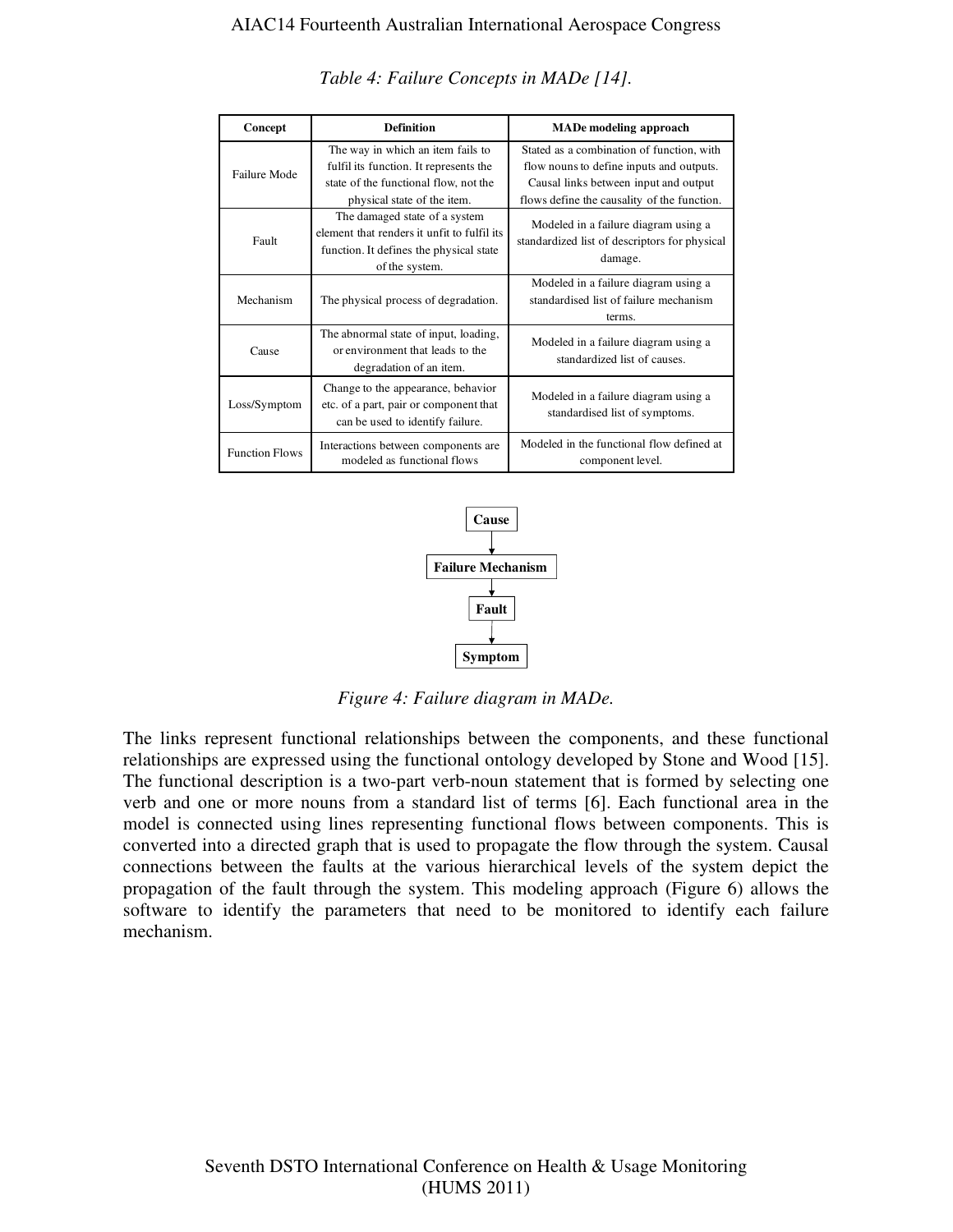*Table 4: Failure Concepts in MADe [14].*

| Concept | Definition | MADe modeling approach |
|---|---|---|
| Failure Mode | The way in which an item fails to fulfil its function. It represents the state of the functional flow, not the physical state of the item. | Stated as a combination of function, with flow nouns to define inputs and outputs. Causal links between input and output flows define the causality of the function. |
| Fault | The damaged state of a system element that renders it unfit to fulfil its function. It defines the physical state of the system. | Modeled in a failure diagram using a standardized list of descriptors for physical damage. |
| Mechanism | The physical process of degradation. | Modeled in a failure diagram using a standardised list of failure mechanism terms. |
| Cause | The abnormal state of input, loading, or environment that leads to the degradation of an item. | Modeled in a failure diagram using a standardized list of causes. |
| Loss/Symptom | Change to the appearance, behavior etc. of a part, pair or component that can be used to identify failure. | Modeled in a failure diagram using a standardised list of symptoms. |
| Function Flows | Interactions between components are modeled as functional flows | Modeled in the functional flow defined at component level. |

**Cause** → **Failure Mechanism** → **Fault** → **Symptom**

*Figure 4: Failure diagram in MADe.*

The links represent functional relationships between the components, and these functional relationships are expressed using the functional ontology developed by Stone and Wood [15]. The functional description is a two-part verb-noun statement that is formed by selecting one verb and one or more nouns from a standard list of terms [6]. Each functional area in the model is connected using lines representing functional flows between components. This is converted into a directed graph that is used to propagate the flow through the system. Causal connections between the faults at the various hierarchical levels of the system depict the propagation of the fault through the system. This modeling approach (Figure 6) allows the software to identify the parameters that need to be monitored to identify each failure mechanism.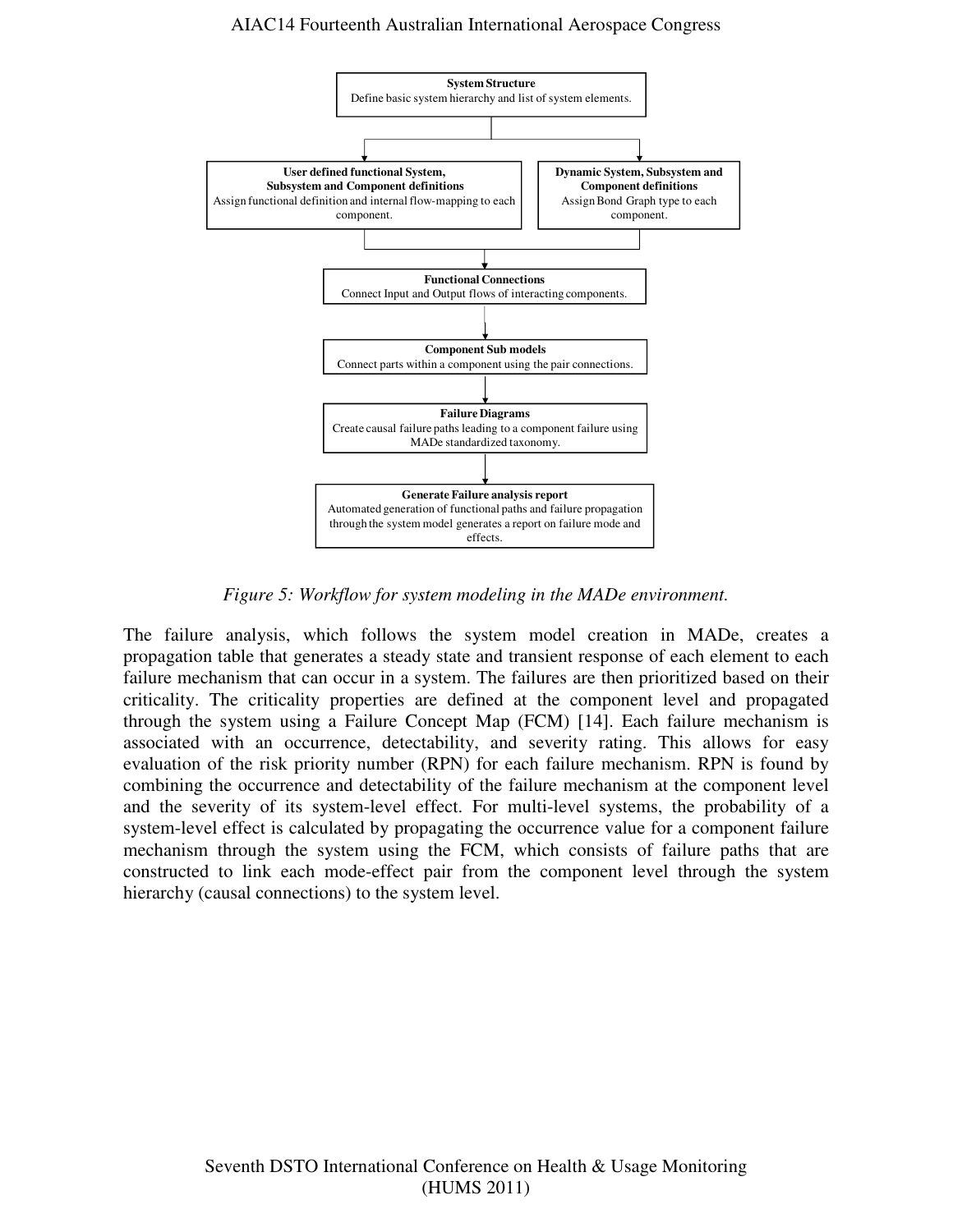**System Structure**
Define basic system hierarchy and list of system elements.

**User defined functional System, Subsystem and Component definitions**
Assign functional definition and internal flow-mapping to each component.

**Dynamic System, Subsystem and Component definitions**
Assign Bond Graph type to each component.

**Functional Connections**
Connect Input and Output flows of interacting components.

**Component Sub models**
Connect parts within a component using the pair connections.

**Failure Diagrams**
Create causal failure paths leading to a component failure using MADe standardized taxonomy.

**Generate Failure analysis report**
Automated generation of functional paths and failure propagation through the system model generates a report on failure mode and effects.

*Figure 5: Workflow for system modeling in the MADe environment.*

The failure analysis, which follows the system model creation in MADe, creates a propagation table that generates a steady state and transient response of each element to each failure mechanism that can occur in a system. The failures are then prioritized based on their criticality. The criticality properties are defined at the component level and propagated through the system using a Failure Concept Map (FCM) [14]. Each failure mechanism is associated with an occurrence, detectability, and severity rating. This allows for easy evaluation of the risk priority number (RPN) for each failure mechanism. RPN is found by combining the occurrence and detectability of the failure mechanism at the component level and the severity of its system-level effect. For multi-level systems, the probability of a system-level effect is calculated by propagating the occurrence value for a component failure mechanism through the system using the FCM, which consists of failure paths that are constructed to link each mode-effect pair from the component level through the system hierarchy (causal connections) to the system level.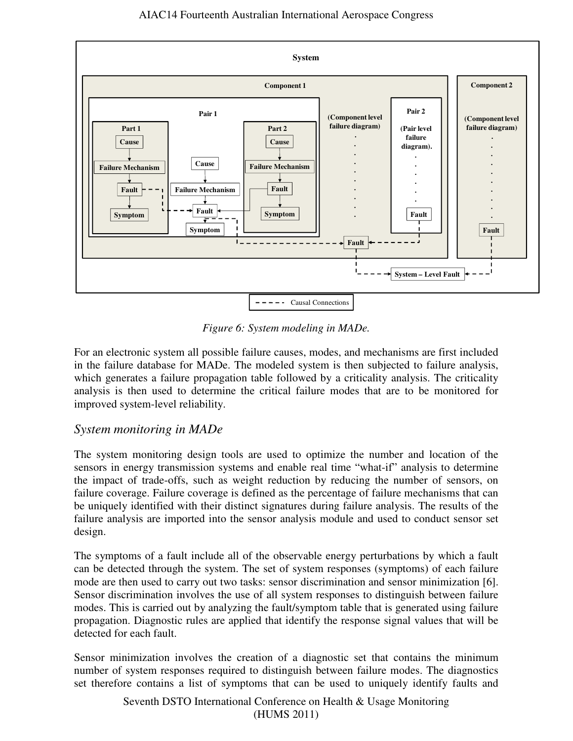Figure 6: System modeling in MADe.

For an electronic system all possible failure causes, modes, and mechanisms are first included in the failure database for MADe. The modeled system is then subjected to failure analysis, which generates a failure propagation table followed by a criticality analysis. The criticality analysis is then used to determine the critical failure modes that are to be monitored for improved system-level reliability.

## *System monitoring in MADe*

The system monitoring design tools are used to optimize the number and location of the sensors in energy transmission systems and enable real time "what-if" analysis to determine the impact of trade-offs, such as weight reduction by reducing the number of sensors, on failure coverage. Failure coverage is defined as the percentage of failure mechanisms that can be uniquely identified with their distinct signatures during failure analysis. The results of the failure analysis are imported into the sensor analysis module and used to conduct sensor set design.

The symptoms of a fault include all of the observable energy perturbations by which a fault can be detected through the system. The set of system responses (symptoms) of each failure mode are then used to carry out two tasks: sensor discrimination and sensor minimization [6]. Sensor discrimination involves the use of all system responses to distinguish between failure modes. This is carried out by analyzing the fault/symptom table that is generated using failure propagation. Diagnostic rules are applied that identify the response signal values that will be detected for each fault.

Sensor minimization involves the creation of a diagnostic set that contains the minimum number of system responses required to distinguish between failure modes. The diagnostics set therefore contains a list of symptoms that can be used to uniquely identify faults and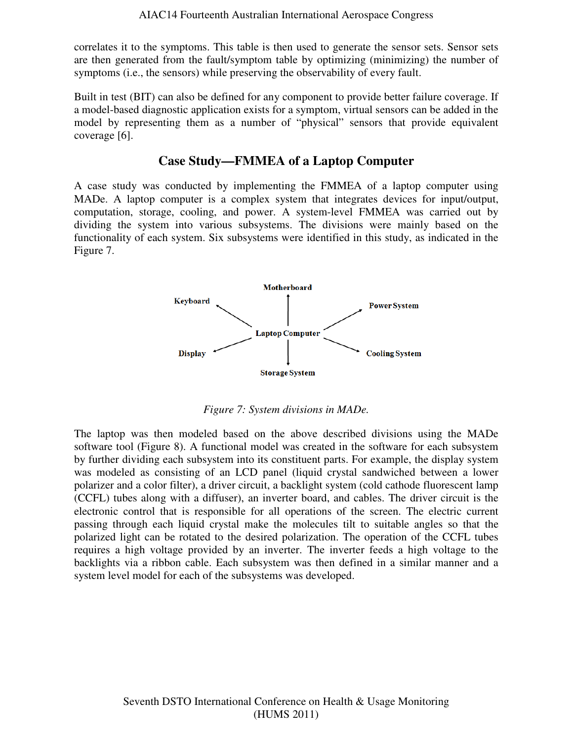correlates it to the symptoms. This table is then used to generate the sensor sets. Sensor sets are then generated from the fault/symptom table by optimizing (minimizing) the number of symptoms (i.e., the sensors) while preserving the observability of every fault.

Built in test (BIT) can also be defined for any component to provide better failure coverage. If a model-based diagnostic application exists for a symptom, virtual sensors can be added in the model by representing them as a number of "physical" sensors that provide equivalent coverage [6].

## Case Study—FMMEA of a Laptop Computer

A case study was conducted by implementing the FMMEA of a laptop computer using MADe. A laptop computer is a complex system that integrates devices for input/output, computation, storage, cooling, and power. A system-level FMMEA was carried out by dividing the system into various subsystems. The divisions were mainly based on the functionality of each system. Six subsystems were identified in this study, as indicated in the Figure 7.

Motherboard

Keyboard

Power System

Laptop Computer

Display

Cooling System

Storage System

*Figure 7: System divisions in MADe.*

The laptop was then modeled based on the above described divisions using the MADe software tool (Figure 8). A functional model was created in the software for each subsystem by further dividing each subsystem into its constituent parts. For example, the display system was modeled as consisting of an LCD panel (liquid crystal sandwiched between a lower polarizer and a color filter), a driver circuit, a backlight system (cold cathode fluorescent lamp (CCFL) tubes along with a diffuser), an inverter board, and cables. The driver circuit is the electronic control that is responsible for all operations of the screen. The electric current passing through each liquid crystal make the molecules tilt to suitable angles so that the polarized light can be rotated to the desired polarization. The operation of the CCFL tubes requires a high voltage provided by an inverter. The inverter feeds a high voltage to the backlights via a ribbon cable. Each subsystem was then defined in a similar manner and a system level model for each of the subsystems was developed.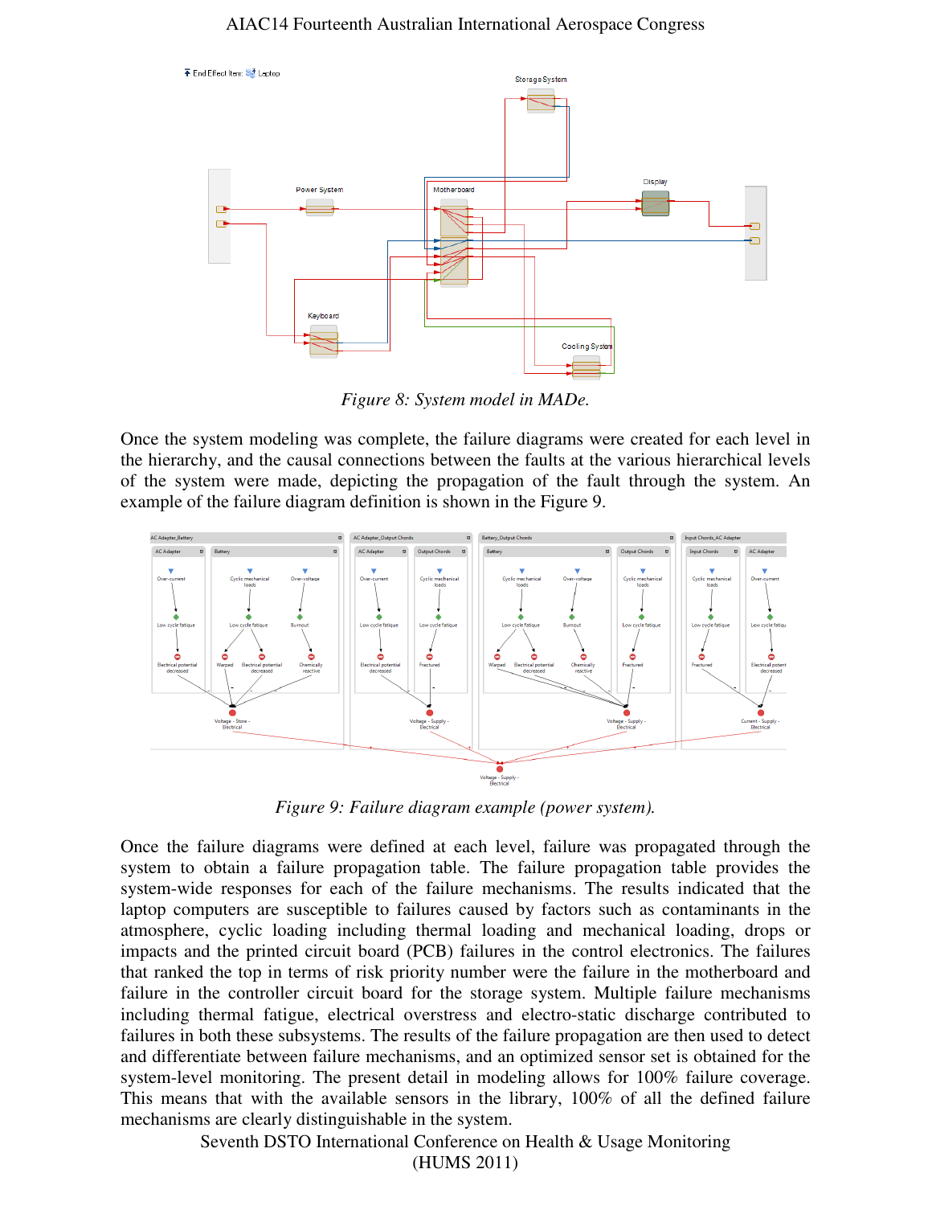*Figure 8: System model in MADe.*

Once the system modeling was complete, the failure diagrams were created for each level in the hierarchy, and the causal connections between the faults at the various hierarchical levels of the system were made, depicting the propagation of the fault through the system. An example of the failure diagram definition is shown in the Figure 9.

*Figure 9: Failure diagram example (power system).*

Once the failure diagrams were defined at each level, failure was propagated through the system to obtain a failure propagation table. The failure propagation table provides the system-wide responses for each of the failure mechanisms. The results indicated that the laptop computers are susceptible to failures caused by factors such as contaminants in the atmosphere, cyclic loading including thermal loading and mechanical loading, drops or impacts and the printed circuit board (PCB) failures in the control electronics. The failures that ranked the top in terms of risk priority number were the failure in the motherboard and failure in the controller circuit board for the storage system. Multiple failure mechanisms including thermal fatigue, electrical overstress and electro-static discharge contributed to failures in both these subsystems. The results of the failure propagation are then used to detect and differentiate between failure mechanisms, and an optimized sensor set is obtained for the system-level monitoring. The present detail in modeling allows for 100% failure coverage. This means that with the available sensors in the library, 100% of all the defined failure mechanisms are clearly distinguishable in the system.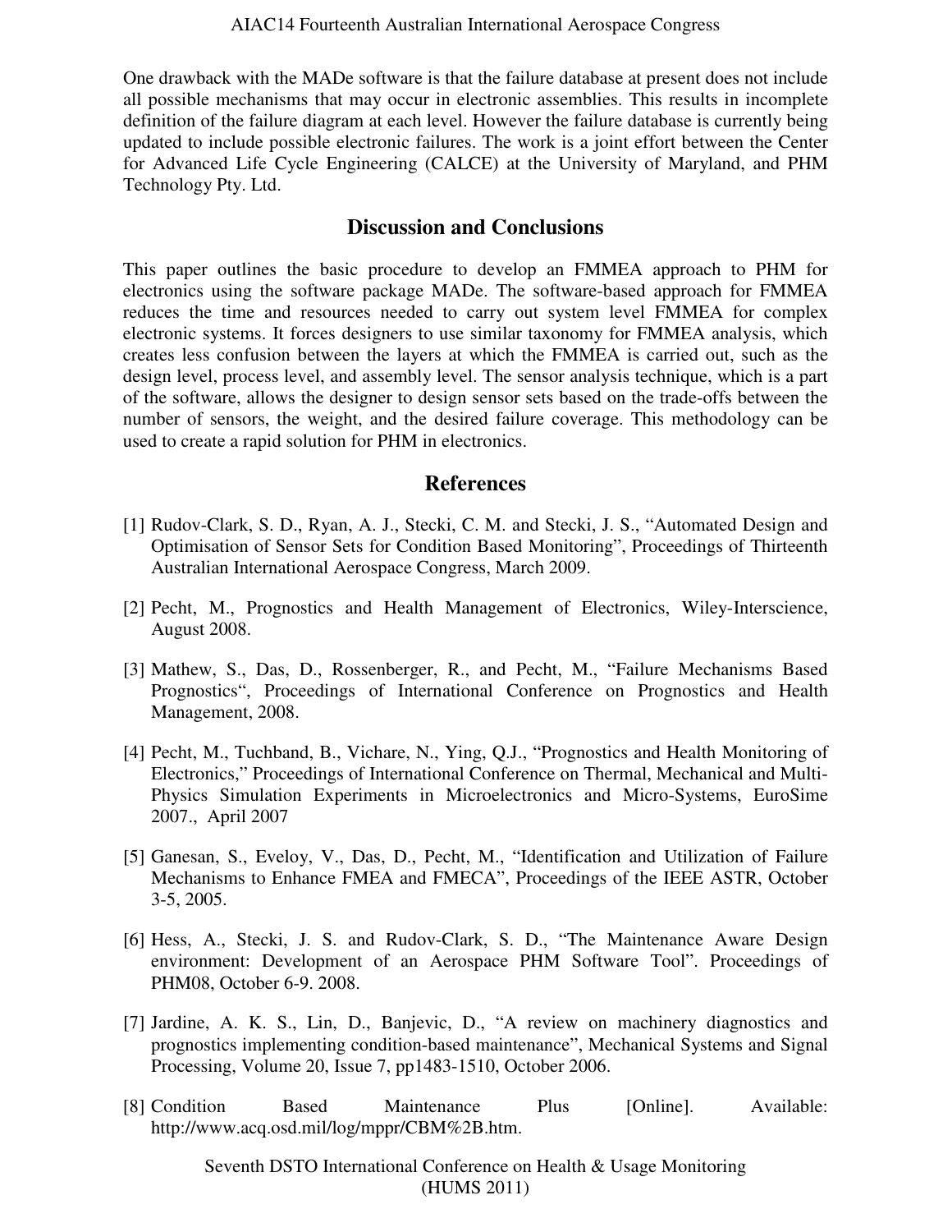One drawback with the MADe software is that the failure database at present does not include all possible mechanisms that may occur in electronic assemblies. This results in incomplete definition of the failure diagram at each level. However the failure database is currently being updated to include possible electronic failures. The work is a joint effort between the Center for Advanced Life Cycle Engineering (CALCE) at the University of Maryland, and PHM Technology Pty. Ltd.

## Discussion and Conclusions

This paper outlines the basic procedure to develop an FMMEA approach to PHM for electronics using the software package MADe. The software-based approach for FMMEA reduces the time and resources needed to carry out system level FMMEA for complex electronic systems. It forces designers to use similar taxonomy for FMMEA analysis, which creates less confusion between the layers at which the FMMEA is carried out, such as the design level, process level, and assembly level. The sensor analysis technique, which is a part of the software, allows the designer to design sensor sets based on the trade-offs between the number of sensors, the weight, and the desired failure coverage. This methodology can be used to create a rapid solution for PHM in electronics.

## References

[1] Rudov-Clark, S. D., Ryan, A. J., Stecki, C. M. and Stecki, J. S., "Automated Design and Optimisation of Sensor Sets for Condition Based Monitoring", Proceedings of Thirteenth Australian International Aerospace Congress, March 2009.

[2] Pecht, M., Prognostics and Health Management of Electronics, Wiley-Interscience, August 2008.

[3] Mathew, S., Das, D., Rossenberger, R., and Pecht, M., "Failure Mechanisms Based Prognostics", Proceedings of International Conference on Prognostics and Health Management, 2008.

[4] Pecht, M., Tuchband, B., Vichare, N., Ying, Q.J., "Prognostics and Health Monitoring of Electronics," Proceedings of International Conference on Thermal, Mechanical and Multi-Physics Simulation Experiments in Microelectronics and Micro-Systems, EuroSime 2007., April 2007

[5] Ganesan, S., Eveloy, V., Das, D., Pecht, M., "Identification and Utilization of Failure Mechanisms to Enhance FMEA and FMECA", Proceedings of the IEEE ASTR, October 3-5, 2005.

[6] Hess, A., Stecki, J. S. and Rudov-Clark, S. D., "The Maintenance Aware Design environment: Development of an Aerospace PHM Software Tool". Proceedings of PHM08, October 6-9. 2008.

[7] Jardine, A. K. S., Lin, D., Banjevic, D., "A review on machinery diagnostics and prognostics implementing condition-based maintenance", Mechanical Systems and Signal Processing, Volume 20, Issue 7, pp1483-1510, October 2006.

[8] Condition Based Maintenance Plus [Online]. Available: http://www.acq.osd.mil/log/mppr/CBM%2B.htm.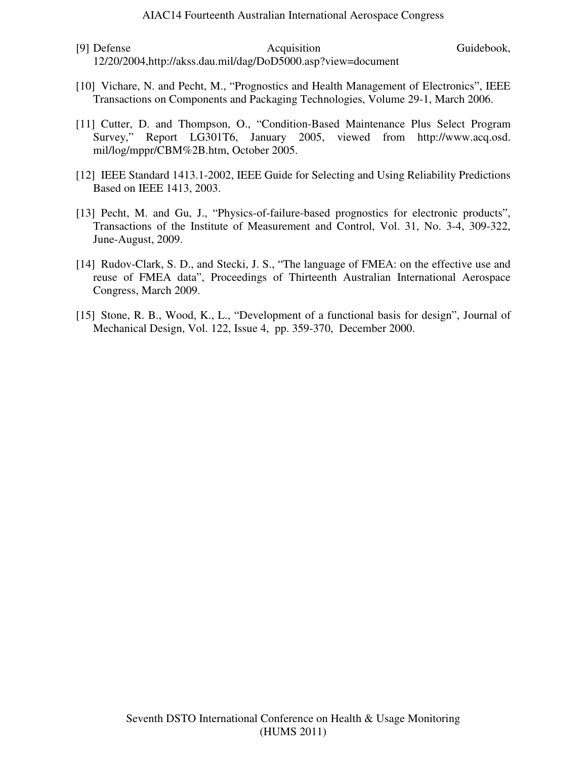[9] Defense Acquisition Guidebook, 12/20/2004,http://akss.dau.mil/dag/DoD5000.asp?view=document

[10] Vichare, N. and Pecht, M., "Prognostics and Health Management of Electronics", IEEE Transactions on Components and Packaging Technologies, Volume 29-1, March 2006.

[11] Cutter, D. and Thompson, O., "Condition-Based Maintenance Plus Select Program Survey," Report LG301T6, January 2005, viewed from http://www.acq.osd.mil/log/mppr/CBM%2B.htm, October 2005.

[12] IEEE Standard 1413.1-2002, IEEE Guide for Selecting and Using Reliability Predictions Based on IEEE 1413, 2003.

[13] Pecht, M. and Gu, J., "Physics-of-failure-based prognostics for electronic products", Transactions of the Institute of Measurement and Control, Vol. 31, No. 3-4, 309-322, June-August, 2009.

[14] Rudov-Clark, S. D., and Stecki, J. S., "The language of FMEA: on the effective use and reuse of FMEA data", Proceedings of Thirteenth Australian International Aerospace Congress, March 2009.

[15] Stone, R. B., Wood, K., L., "Development of a functional basis for design", Journal of Mechanical Design, Vol. 122, Issue 4, pp. 359-370, December 2000.